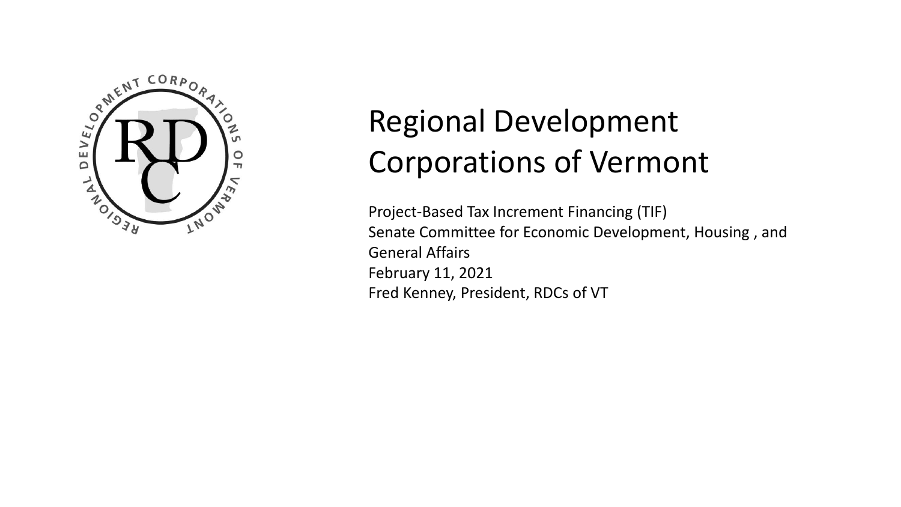# Regional Development Corporations of Vermont

Project-Based Tax Increment Financing (TIF)
Senate Committee for Economic Development, Housing , and General Affairs
February 11, 2021
Fred Kenney, President, RDCs of VT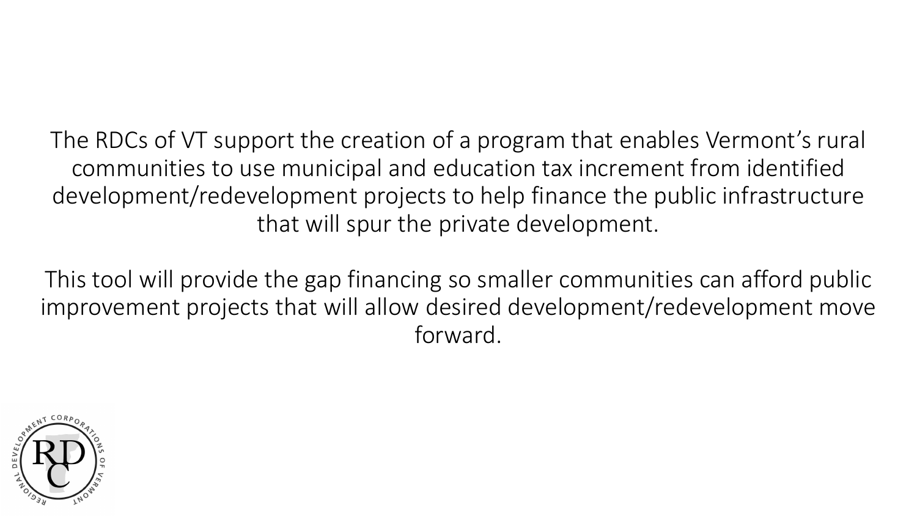The RDCs of VT support the creation of a program that enables Vermont's rural communities to use municipal and education tax increment from identified development/redevelopment projects to help finance the public infrastructure that will spur the private development.

This tool will provide the gap financing so smaller communities can afford public improvement projects that will allow desired development/redevelopment move forward.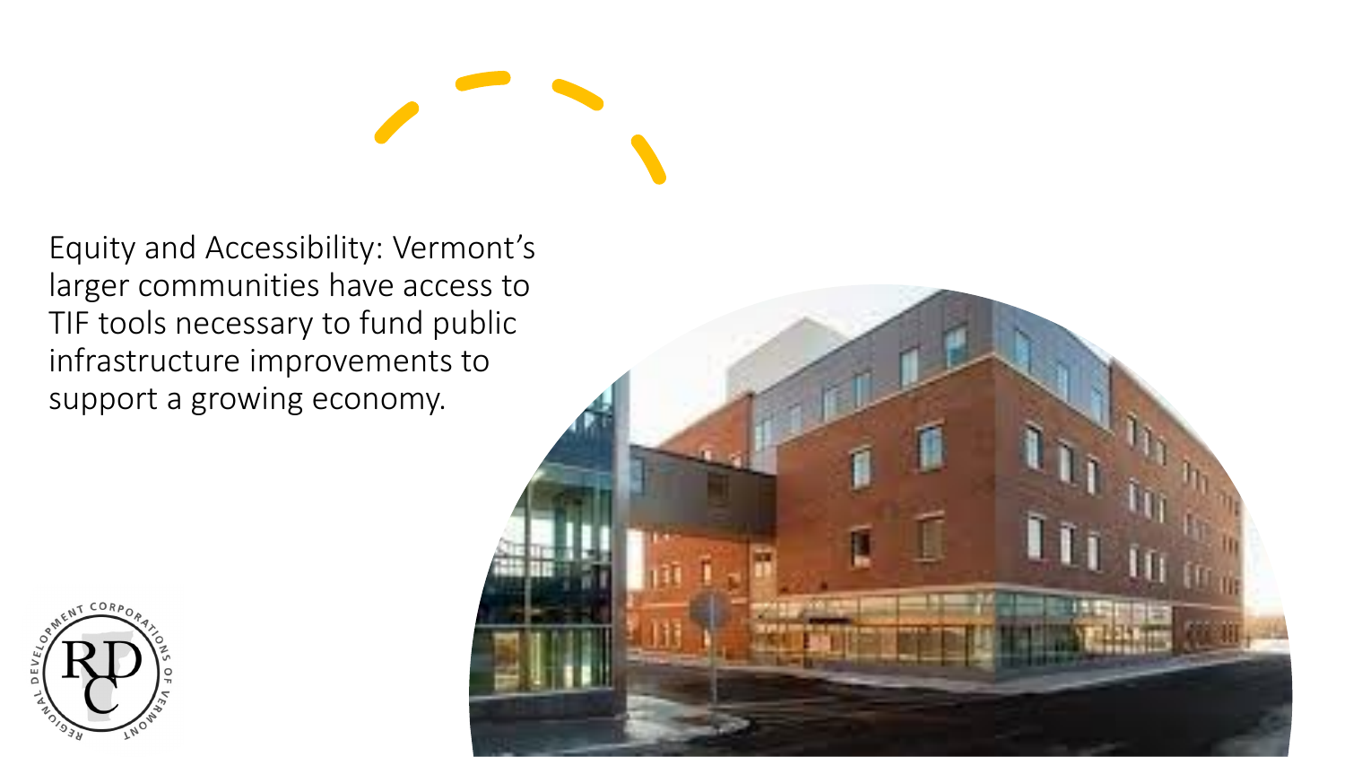Equity and Accessibility: Vermont's larger communities have access to TIF tools necessary to fund public infrastructure improvements to support a growing economy.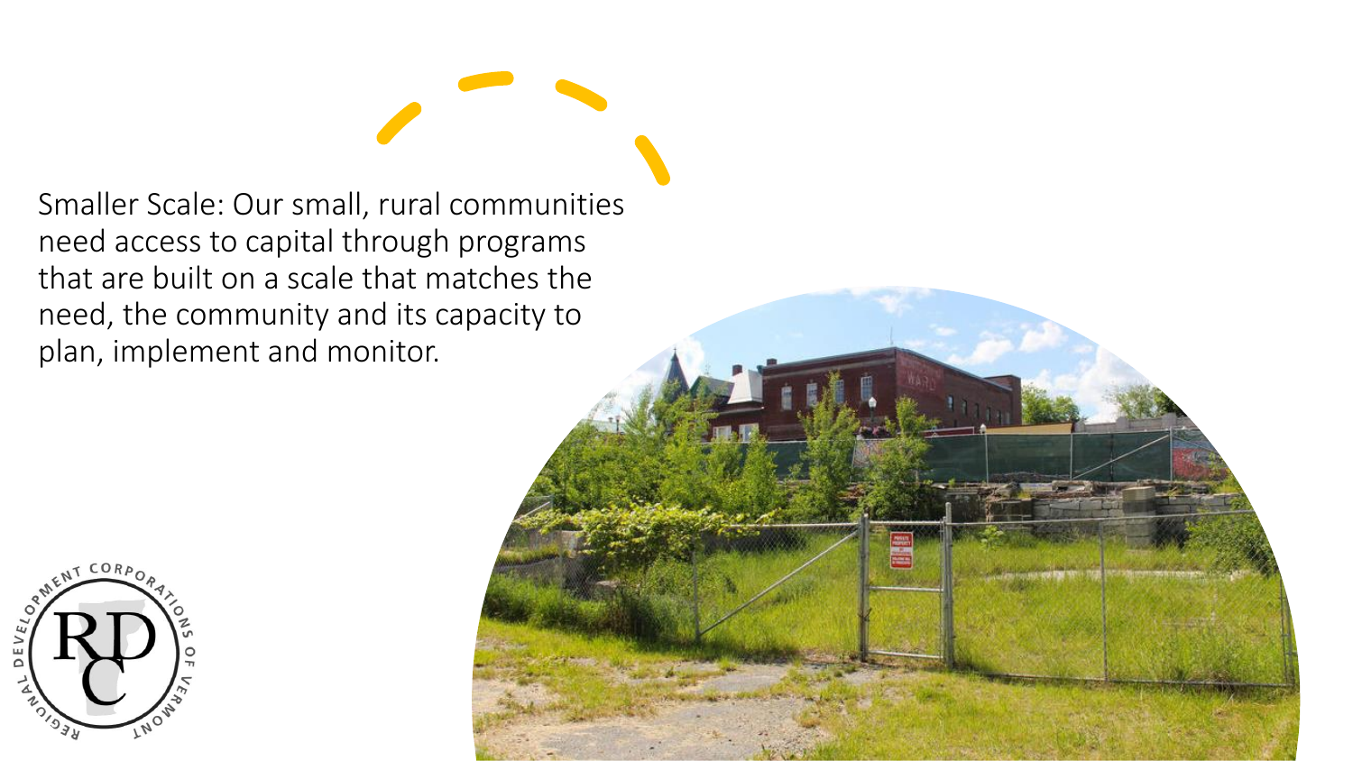Smaller Scale: Our small, rural communities need access to capital through programs that are built on a scale that matches the need, the community and its capacity to plan, implement and monitor.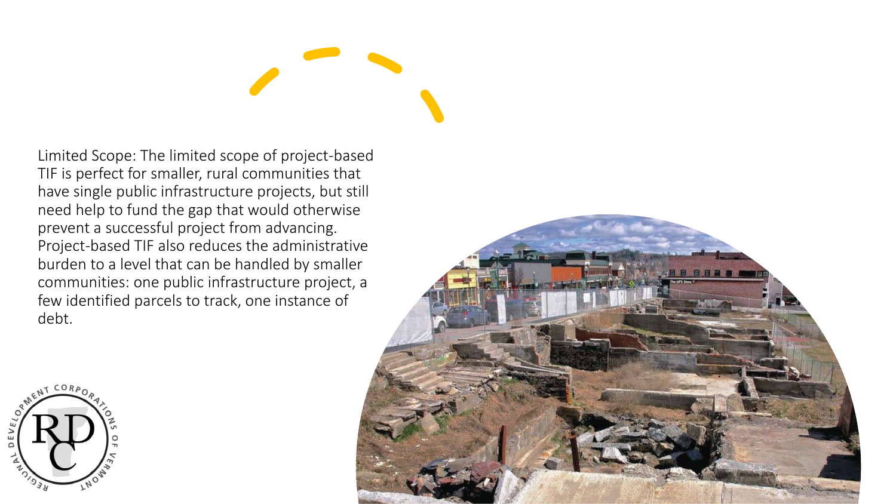Limited Scope: The limited scope of project-based TIF is perfect for smaller, rural communities that have single public infrastructure projects, but still need help to fund the gap that would otherwise prevent a successful project from advancing. Project-based TIF also reduces the administrative burden to a level that can be handled by smaller communities: one public infrastructure project, a few identified parcels to track, one instance of debt.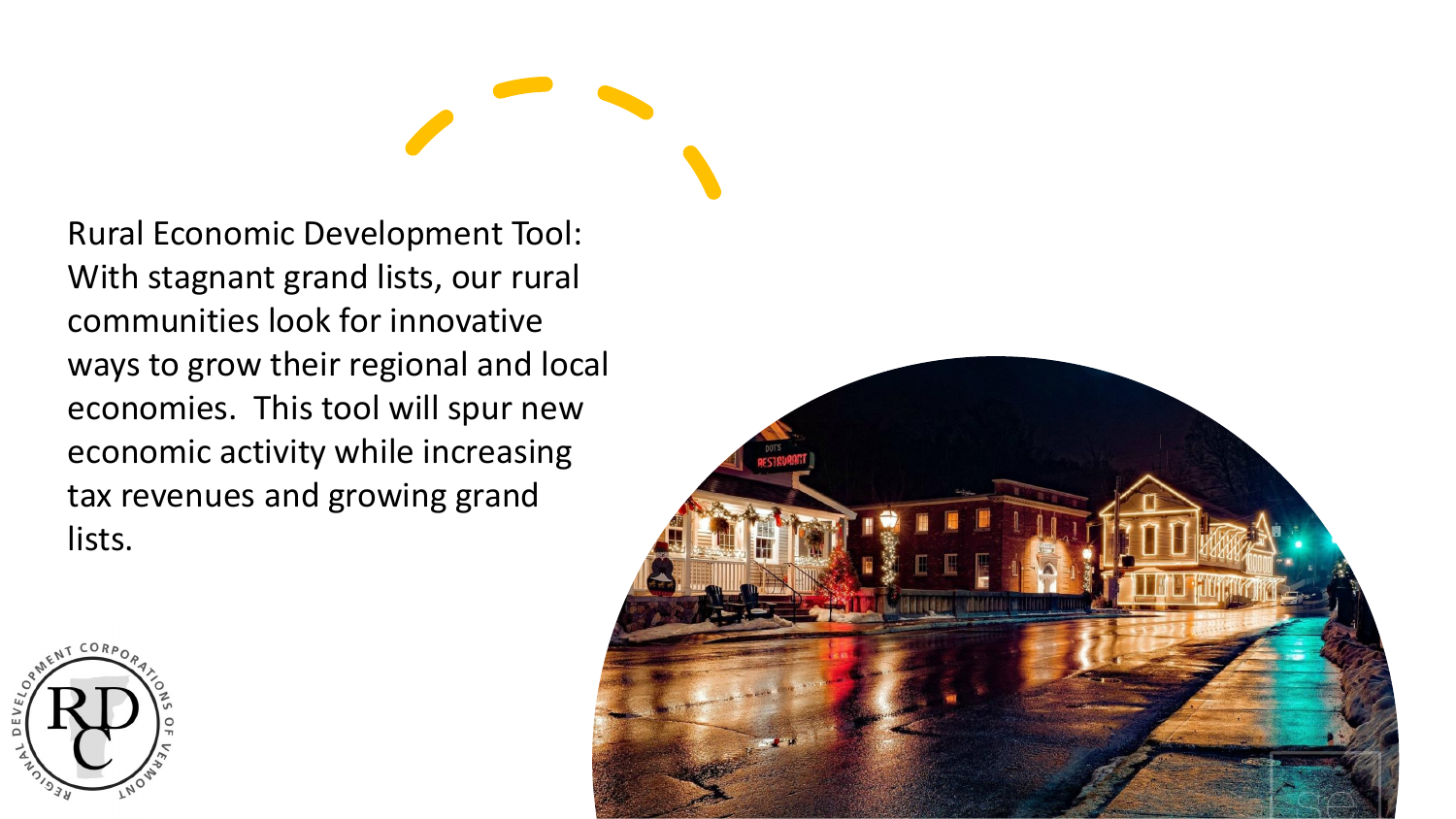Rural Economic Development Tool: With stagnant grand lists, our rural communities look for innovative ways to grow their regional and local economies. This tool will spur new economic activity while increasing tax revenues and growing grand lists.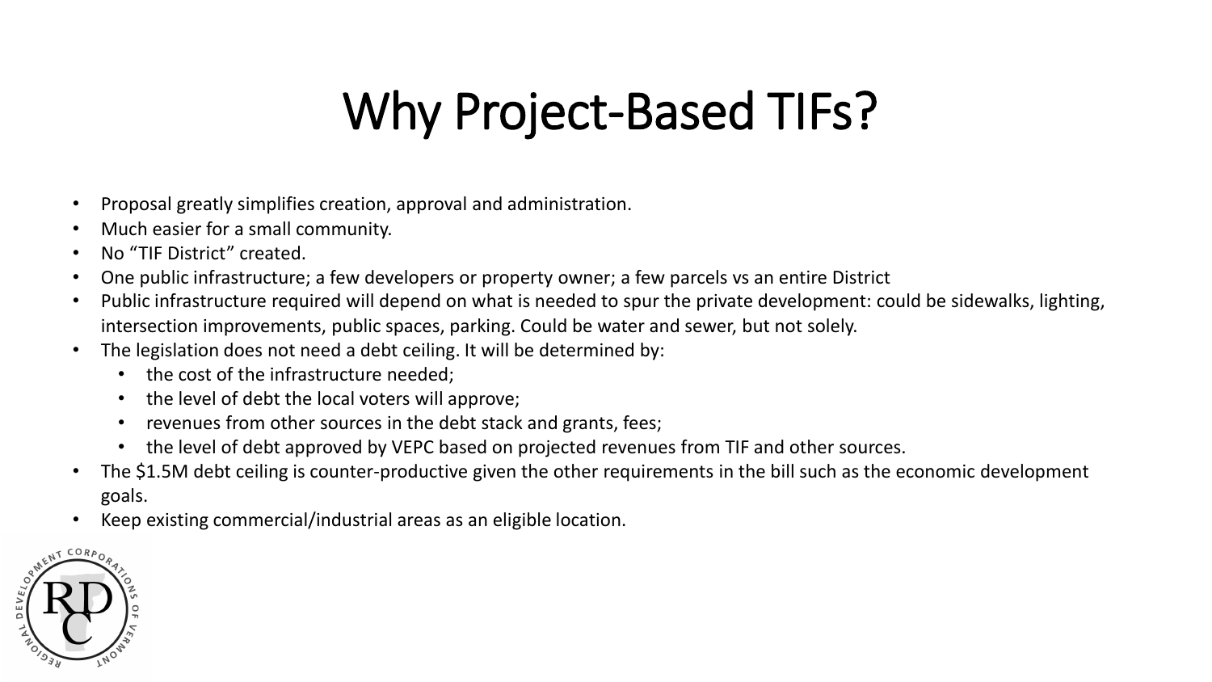# Why Project-Based TIFs?

- Proposal greatly simplifies creation, approval and administration.
- Much easier for a small community.
- No "TIF District" created.
- One public infrastructure; a few developers or property owner; a few parcels vs an entire District
- Public infrastructure required will depend on what is needed to spur the private development: could be sidewalks, lighting, intersection improvements, public spaces, parking. Could be water and sewer, but not solely.
- The legislation does not need a debt ceiling. It will be determined by:
  - the cost of the infrastructure needed;
  - the level of debt the local voters will approve;
  - revenues from other sources in the debt stack and grants, fees;
  - the level of debt approved by VEPC based on projected revenues from TIF and other sources.
- The $1.5M debt ceiling is counter-productive given the other requirements in the bill such as the economic development goals.
- Keep existing commercial/industrial areas as an eligible location.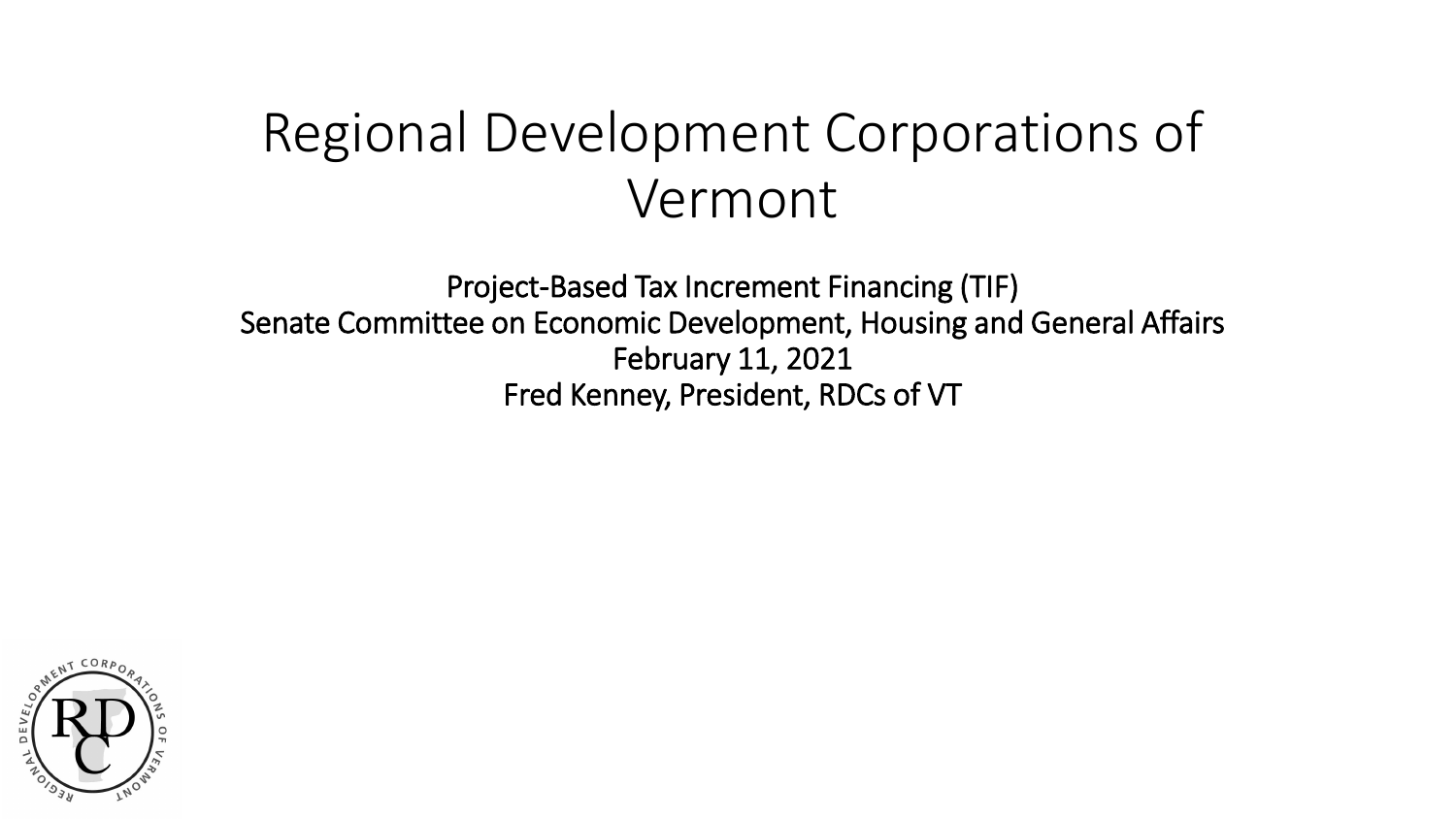# Regional Development Corporations of Vermont

Project-Based Tax Increment Financing (TIF)
Senate Committee on Economic Development, Housing and General Affairs
February 11, 2021
Fred Kenney, President, RDCs of VT